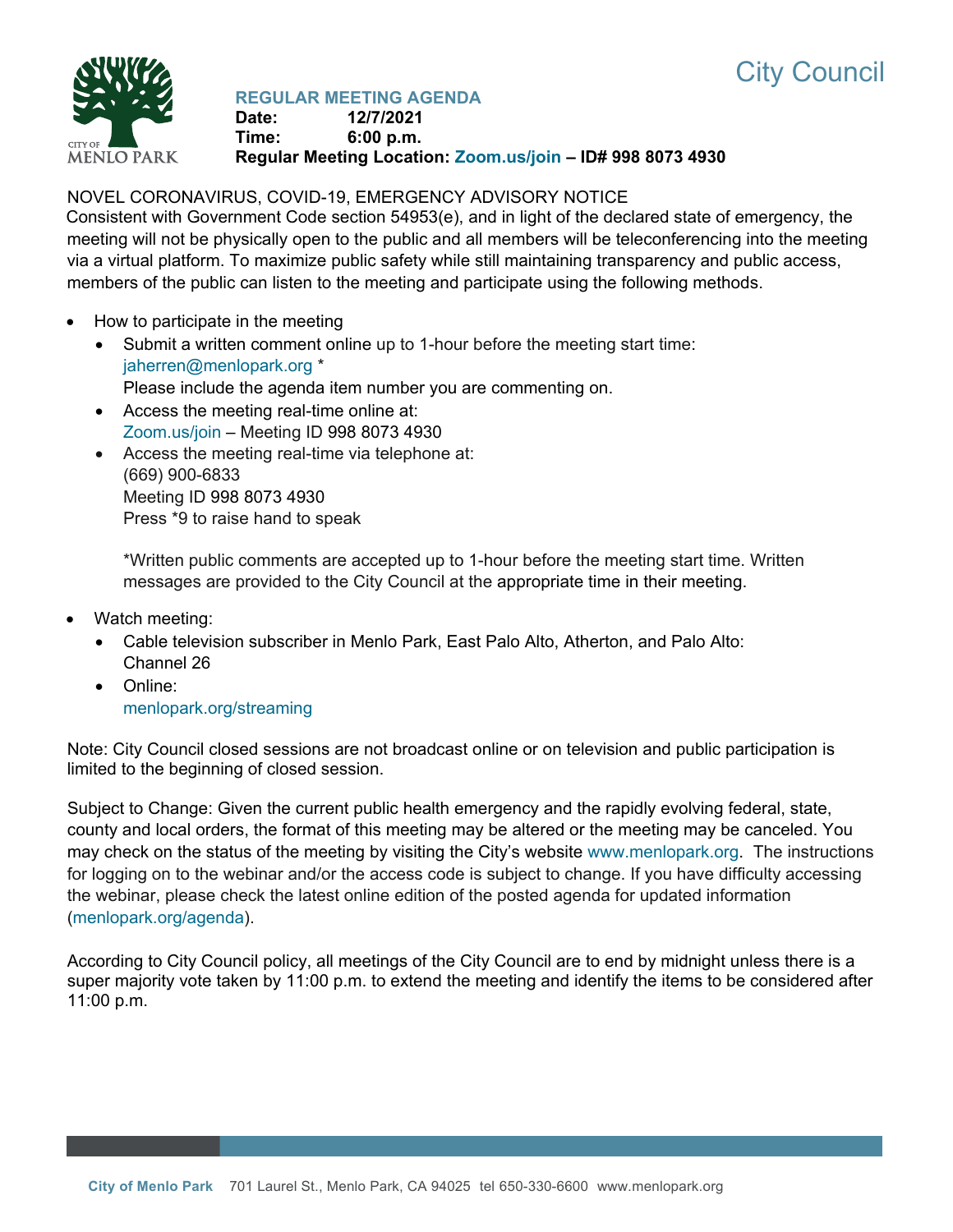# City Council

## REGULAR MEETING AGENDA

**Date:** 12/7/2021
**Time:** 6:00 p.m.
**Regular Meeting Location: Zoom.us/join – ID# 998 8073 4930**

NOVEL CORONAVIRUS, COVID-19, EMERGENCY ADVISORY NOTICE

Consistent with Government Code section 54953(e), and in light of the declared state of emergency, the meeting will not be physically open to the public and all members will be teleconferencing into the meeting via a virtual platform. To maximize public safety while still maintaining transparency and public access, members of the public can listen to the meeting and participate using the following methods.

- How to participate in the meeting
  - Submit a written comment online up to 1-hour before the meeting start time: jaherren@menlopark.org *
    Please include the agenda item number you are commenting on.
  - Access the meeting real-time online at:
    Zoom.us/join – Meeting ID 998 8073 4930
  - Access the meeting real-time via telephone at:
    (669) 900-6833
    Meeting ID 998 8073 4930
    Press *9 to raise hand to speak

  *Written public comments are accepted up to 1-hour before the meeting start time. Written messages are provided to the City Council at the appropriate time in their meeting.

- Watch meeting:
  - Cable television subscriber in Menlo Park, East Palo Alto, Atherton, and Palo Alto: Channel 26
  - Online:
    menlopark.org/streaming

Note: City Council closed sessions are not broadcast online or on television and public participation is limited to the beginning of closed session.

Subject to Change: Given the current public health emergency and the rapidly evolving federal, state, county and local orders, the format of this meeting may be altered or the meeting may be canceled. You may check on the status of the meeting by visiting the City's website www.menlopark.org. The instructions for logging on to the webinar and/or the access code is subject to change. If you have difficulty accessing the webinar, please check the latest online edition of the posted agenda for updated information (menlopark.org/agenda).

According to City Council policy, all meetings of the City Council are to end by midnight unless there is a super majority vote taken by 11:00 p.m. to extend the meeting and identify the items to be considered after 11:00 p.m.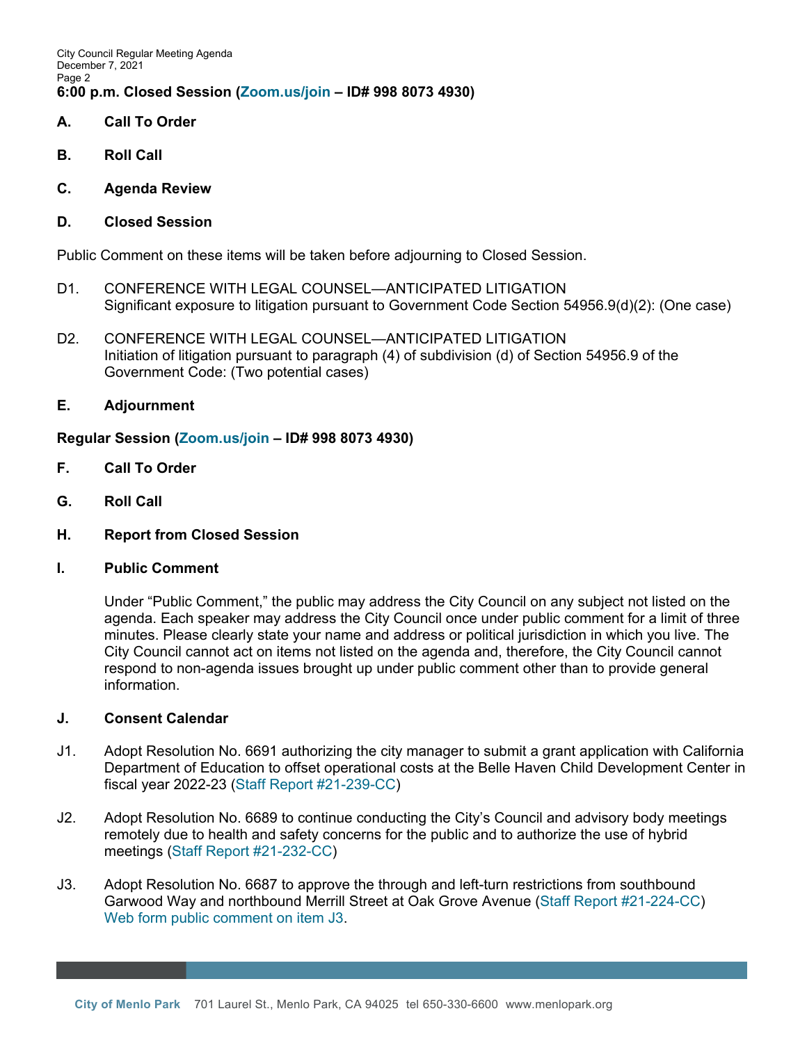**6:00 p.m. Closed Session (Zoom.us/join – ID# 998 8073 4930)**

**A. Call To Order**

**B. Roll Call**

**C. Agenda Review**

**D. Closed Session**

Public Comment on these items will be taken before adjourning to Closed Session.

D1. CONFERENCE WITH LEGAL COUNSEL—ANTICIPATED LITIGATION
Significant exposure to litigation pursuant to Government Code Section 54956.9(d)(2): (One case)

D2. CONFERENCE WITH LEGAL COUNSEL—ANTICIPATED LITIGATION
Initiation of litigation pursuant to paragraph (4) of subdivision (d) of Section 54956.9 of the Government Code: (Two potential cases)

**E. Adjournment**

**Regular Session (Zoom.us/join – ID# 998 8073 4930)**

**F. Call To Order**

**G. Roll Call**

**H. Report from Closed Session**

**I. Public Comment**

Under "Public Comment," the public may address the City Council on any subject not listed on the agenda. Each speaker may address the City Council once under public comment for a limit of three minutes. Please clearly state your name and address or political jurisdiction in which you live. The City Council cannot act on items not listed on the agenda and, therefore, the City Council cannot respond to non-agenda issues brought up under public comment other than to provide general information.

**J. Consent Calendar**

J1. Adopt Resolution No. 6691 authorizing the city manager to submit a grant application with California Department of Education to offset operational costs at the Belle Haven Child Development Center in fiscal year 2022-23 (Staff Report #21-239-CC)

J2. Adopt Resolution No. 6689 to continue conducting the City's Council and advisory body meetings remotely due to health and safety concerns for the public and to authorize the use of hybrid meetings (Staff Report #21-232-CC)

J3. Adopt Resolution No. 6687 to approve the through and left-turn restrictions from southbound Garwood Way and northbound Merrill Street at Oak Grove Avenue (Staff Report #21-224-CC) Web form public comment on item J3.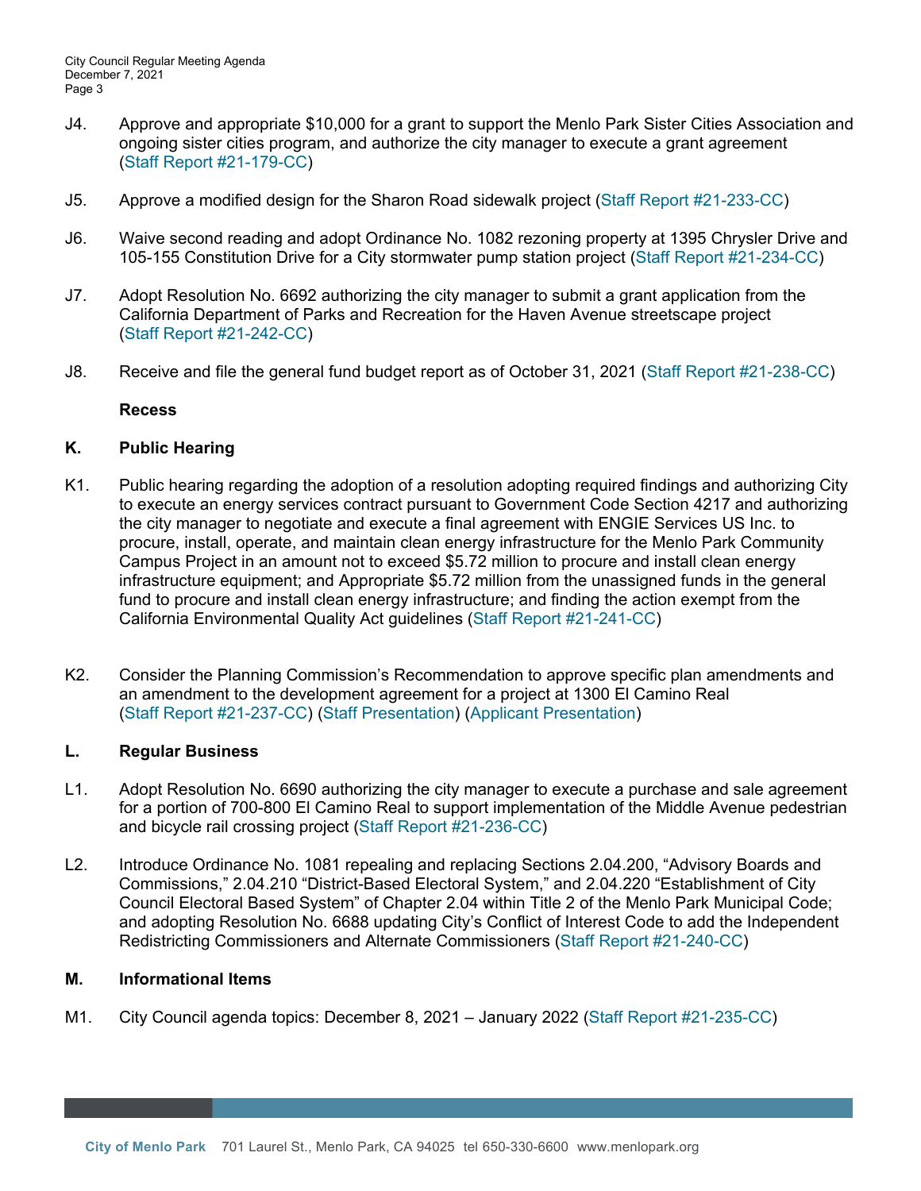J4. Approve and appropriate $10,000 for a grant to support the Menlo Park Sister Cities Association and ongoing sister cities program, and authorize the city manager to execute a grant agreement (Staff Report #21-179-CC)

J5. Approve a modified design for the Sharon Road sidewalk project (Staff Report #21-233-CC)

J6. Waive second reading and adopt Ordinance No. 1082 rezoning property at 1395 Chrysler Drive and 105-155 Constitution Drive for a City stormwater pump station project (Staff Report #21-234-CC)

J7. Adopt Resolution No. 6692 authorizing the city manager to submit a grant application from the California Department of Parks and Recreation for the Haven Avenue streetscape project (Staff Report #21-242-CC)

J8. Receive and file the general fund budget report as of October 31, 2021 (Staff Report #21-238-CC)

**Recess**

## K. Public Hearing

K1. Public hearing regarding the adoption of a resolution adopting required findings and authorizing City to execute an energy services contract pursuant to Government Code Section 4217 and authorizing the city manager to negotiate and execute a final agreement with ENGIE Services US Inc. to procure, install, operate, and maintain clean energy infrastructure for the Menlo Park Community Campus Project in an amount not to exceed $5.72 million to procure and install clean energy infrastructure equipment; and Appropriate $5.72 million from the unassigned funds in the general fund to procure and install clean energy infrastructure; and finding the action exempt from the California Environmental Quality Act guidelines (Staff Report #21-241-CC)

K2. Consider the Planning Commission's Recommendation to approve specific plan amendments and an amendment to the development agreement for a project at 1300 El Camino Real (Staff Report #21-237-CC) (Staff Presentation) (Applicant Presentation)

## L. Regular Business

L1. Adopt Resolution No. 6690 authorizing the city manager to execute a purchase and sale agreement for a portion of 700-800 El Camino Real to support implementation of the Middle Avenue pedestrian and bicycle rail crossing project (Staff Report #21-236-CC)

L2. Introduce Ordinance No. 1081 repealing and replacing Sections 2.04.200, "Advisory Boards and Commissions," 2.04.210 "District-Based Electoral System," and 2.04.220 "Establishment of City Council Electoral Based System" of Chapter 2.04 within Title 2 of the Menlo Park Municipal Code; and adopting Resolution No. 6688 updating City's Conflict of Interest Code to add the Independent Redistricting Commissioners and Alternate Commissioners (Staff Report #21-240-CC)

## M. Informational Items

M1. City Council agenda topics: December 8, 2021 – January 2022 (Staff Report #21-235-CC)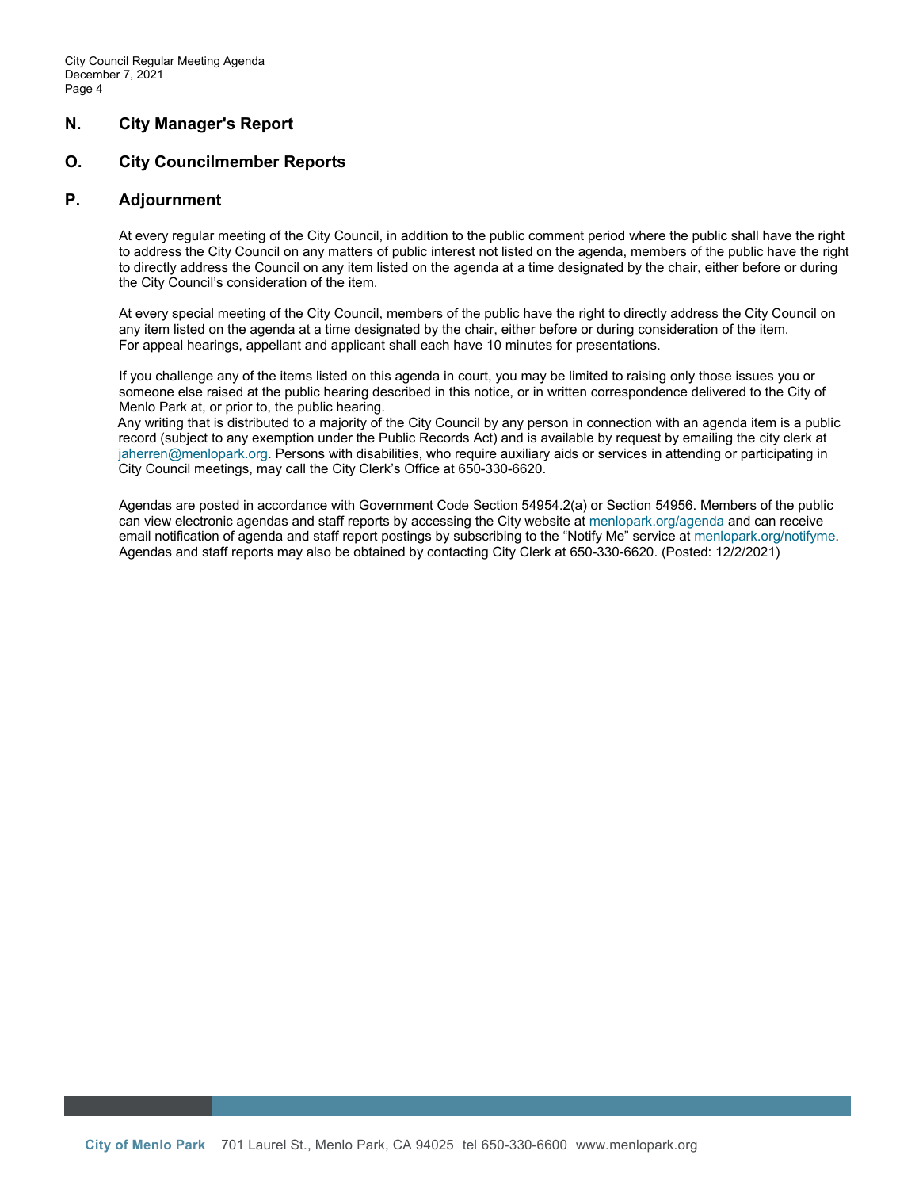## N. City Manager's Report

## O. City Councilmember Reports

## P. Adjournment

At every regular meeting of the City Council, in addition to the public comment period where the public shall have the right to address the City Council on any matters of public interest not listed on the agenda, members of the public have the right to directly address the Council on any item listed on the agenda at a time designated by the chair, either before or during the City Council's consideration of the item.

At every special meeting of the City Council, members of the public have the right to directly address the City Council on any item listed on the agenda at a time designated by the chair, either before or during consideration of the item. For appeal hearings, appellant and applicant shall each have 10 minutes for presentations.

If you challenge any of the items listed on this agenda in court, you may be limited to raising only those issues you or someone else raised at the public hearing described in this notice, or in written correspondence delivered to the City of Menlo Park at, or prior to, the public hearing.
Any writing that is distributed to a majority of the City Council by any person in connection with an agenda item is a public record (subject to any exemption under the Public Records Act) and is available by request by emailing the city clerk at jaherren@menlopark.org. Persons with disabilities, who require auxiliary aids or services in attending or participating in City Council meetings, may call the City Clerk's Office at 650-330-6620.

Agendas are posted in accordance with Government Code Section 54954.2(a) or Section 54956. Members of the public can view electronic agendas and staff reports by accessing the City website at menlopark.org/agenda and can receive email notification of agenda and staff report postings by subscribing to the "Notify Me" service at menlopark.org/notifyme. Agendas and staff reports may also be obtained by contacting City Clerk at 650-330-6620. (Posted: 12/2/2021)